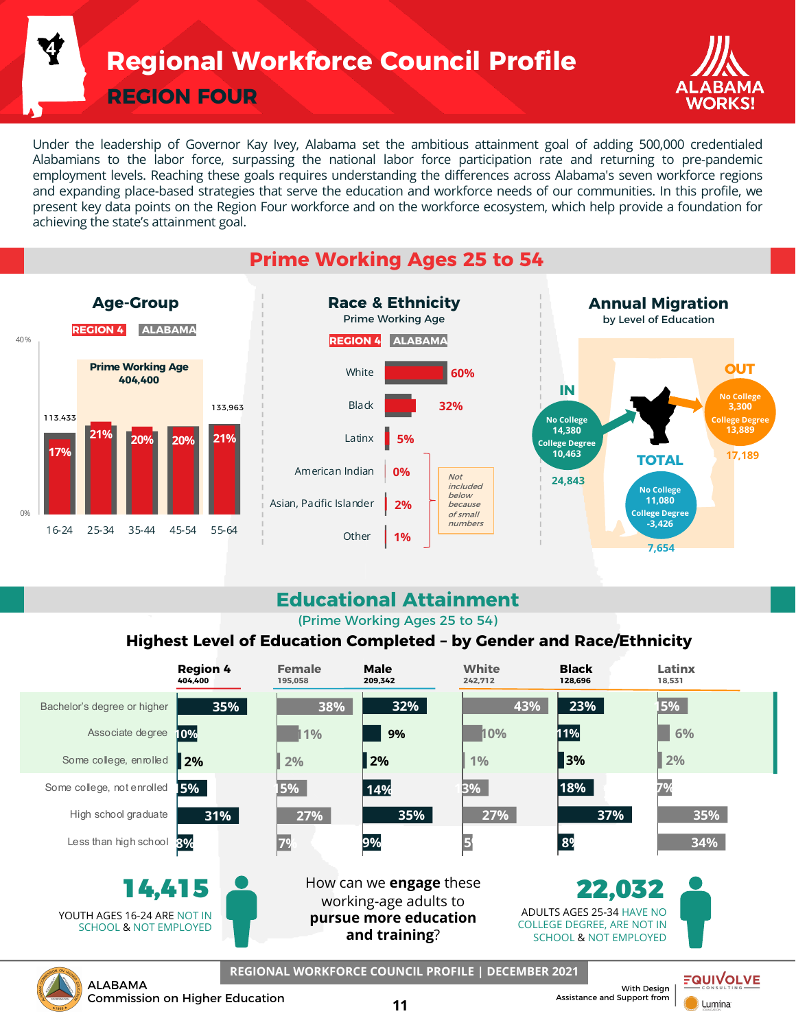# Regional Workforce Council Profile

## REGION FOUR

ALABAMA WORKS!

Under the leadership of Governor Kay Ivey, Alabama set the ambitious attainment goal of adding 500,000 credentialed Alabamians to the labor force, surpassing the national labor force participation rate and returning to pre-pandemic employment levels. Reaching these goals requires understanding the differences across Alabama's seven workforce regions and expanding place-based strategies that serve the education and workforce needs of our communities. In this profile, we present key data points on the Region Four workforce and on the workforce ecosystem, which help provide a foundation for achieving the state's attainment goal.

## Prime Working Ages 25 to 54

### Age-Group

REGION 4 | ALABAMA

Prime Working Age 404,400

| Age | Region 4 count | Region 4 % |
|---|---|---|
| 16-24 | 113,433 | 17% |
| 25-34 | | 21% |
| 35-44 | | 20% |
| 45-54 | | 20% |
| 55-64 | 133,963 | 21% |

### Race & Ethnicity

Prime Working Age

REGION 4 | ALABAMA

| Race/Ethnicity | Region 4 |
|---|---|
| White | 60% |
| Black | 32% |
| Latinx | 5% |
| American Indian | 0% |
| Asian, Pacific Islander | 2% |
| Other | 1% |

*Not included below because of small numbers* (American Indian, Asian, Pacific Islander, Other)

### Annual Migration

by Level of Education

| | No College | College Degree | Total |
|---|---|---|---|
| IN | 14,380 | 10,463 | 24,843 |
| OUT | 3,300 | 13,889 | 17,189 |
| TOTAL | 11,080 | -3,426 | 7,654 |

## Educational Attainment

(Prime Working Ages 25 to 54)

### Highest Level of Education Completed – by Gender and Race/Ethnicity

| | Region 4 (404,400) | Female (195,058) | Male (209,342) | White (242,712) | Black (128,696) | Latinx (18,531) |
|---|---|---|---|---|---|---|
| Bachelor's degree or higher | 35% | 38% | 32% | 43% | 23% | 15% |
| Associate degree | 10% | 11% | 9% | 10% | 11% | 6% |
| Some college, enrolled | 2% | 2% | 2% | 1% | 3% | 2% |
| Some college, not enrolled | 15% | 15% | 14% | 13% | 18% | 7% |
| High school graduate | 31% | 27% | 35% | 27% | 37% | 35% |
| Less than high school | 8% | 7% | 9% | 5% | 8% | 34% |

**14,415** YOUTH AGES 16-24 ARE NOT IN SCHOOL & NOT EMPLOYED

How can we **engage** these working-age adults to **pursue more education and training**?

**22,032** ADULTS AGES 25-34 HAVE NO COLLEGE DEGREE, ARE NOT IN SCHOOL & NOT EMPLOYED

ALABAMA Commission on Higher Education

REGIONAL WORKFORCE COUNCIL PROFILE | DECEMBER 2021

With Design Assistance and Support from EQUIVOLVE CONSULTING, Lumina Foundation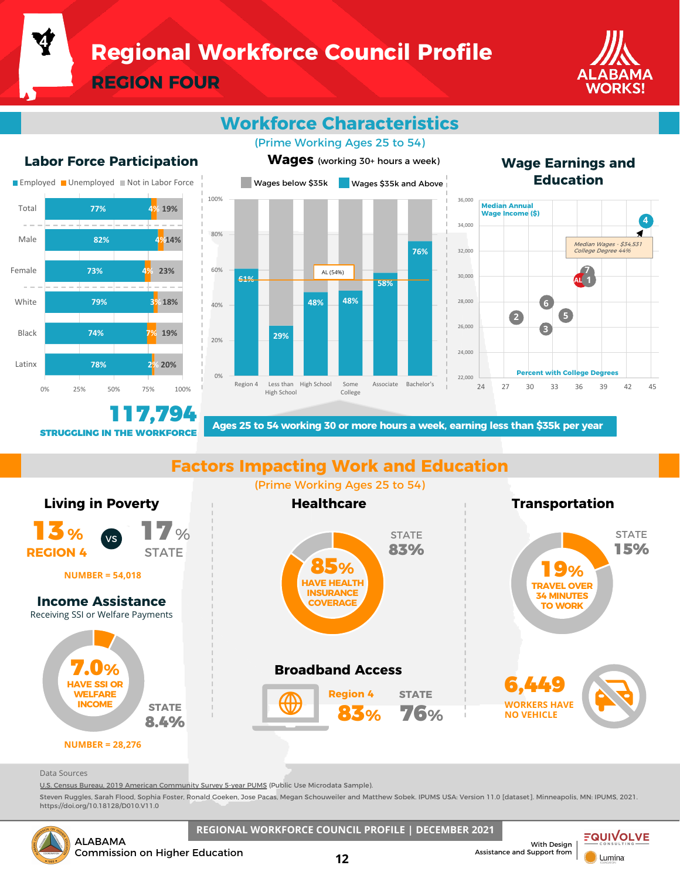# Regional Workforce Council Profile

## REGION FOUR

ALABAMA WORKS!

## Workforce Characteristics

(Prime Working Ages 25 to 54)

### Labor Force Participation

Employed | Unemployed | Not in Labor Force

Total: 77% 4% 19%
Male: 82% 4% 14%
Female: 73% 4% 23%
White: 79% 3% 18%
Black: 74% 7% 19%
Latinx: 78% 2% 20%

0% 25% 50% 75% 100%

### Wages (working 30+ hours a week)

Wages below $35k | Wages $35k and Above

100% 80% 60% 40% 20% 0%

AL (54%)

Region 4: 61%
Less than High School: 29%
High School: 48%
Some College: 48%
Associate: 58%
Bachelor's: 76%

### Wage Earnings and Education

Median Annual Wage Income ($)

Median Wages - $34,531
College Degree 44%

36,000 34,000 32,000 30,000 28,000 26,000 24,000 22,000

4, 7, AL, 1, 6, 5, 2, 3

Percent with College Degrees

24 27 30 33 36 39 42 45

**117,794** STRUGGLING IN THE WORKFORCE

Ages 25 to 54 working 30 or more hours a week, earning less than $35k per year

## Factors Impacting Work and Education

(Prime Working Ages 25 to 54)

### Living in Poverty

**13%** REGION 4 vs **17%** STATE

NUMBER = 54,018

### Income Assistance

Receiving SSI or Welfare Payments

**7.0%** HAVE SSI OR WELFARE INCOME

STATE **8.4%**

NUMBER = 28,276

### Healthcare

**85%** HAVE HEALTH INSURANCE COVERAGE

STATE **83%**

### Broadband Access

Region 4 **83%**

STATE **76%**

### Transportation

**19%** TRAVEL OVER 34 MINUTES TO WORK

STATE **15%**

**6,449** WORKERS HAVE NO VEHICLE

Data Sources

U.S. Census Bureau, 2019 American Community Survey 5-year PUMS (Public Use Microdata Sample).

Steven Ruggles, Sarah Flood, Sophia Foster, Ronald Goeken, Jose Pacas, Megan Schouweiler and Matthew Sobek. IPUMS USA: Version 11.0 [dataset]. Minneapolis, MN: IPUMS, 2021. https://doi.org/10.18128/D010.V11.0

ALABAMA Commission on Higher Education

REGIONAL WORKFORCE COUNCIL PROFILE | DECEMBER 2021

With Design Assistance and Support from EQUIVOLVE CONSULTING, Lumina Foundation